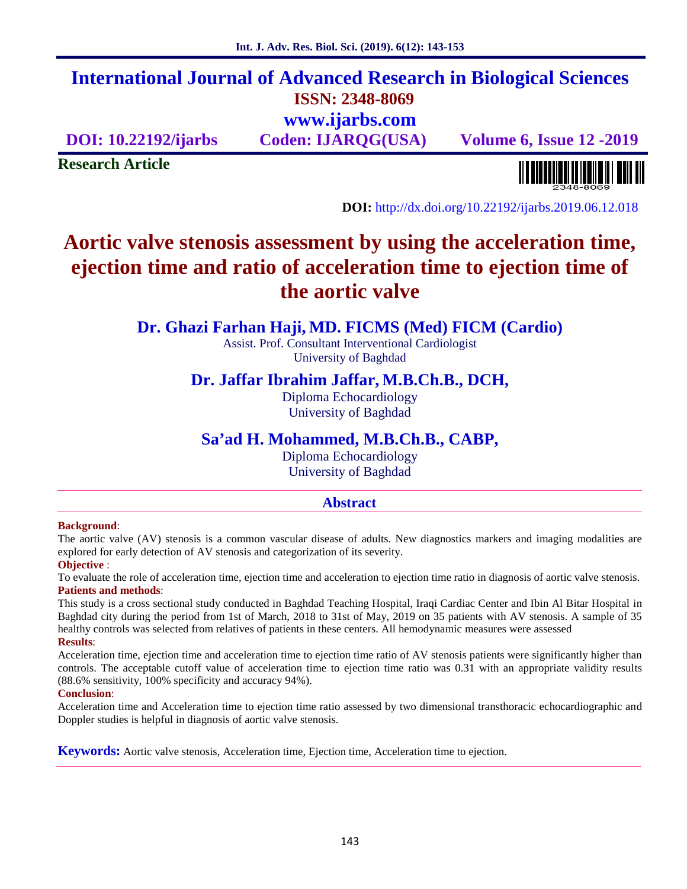# International Journal of Advanced Research in Biological Sciences

**ISSN: 2348-8069**

**www.ijarbs.com**

**DOI: 10.22192/ijarbs** **Coden: IJARQG(USA)** **Volume 6, Issue 12 -2019**

**Research Article**

**DOI:** http://dx.doi.org/10.22192/ijarbs.2019.06.12.018

# Aortic valve stenosis assessment by using the acceleration time, ejection time and ratio of acceleration time to ejection time of the aortic valve

## Dr. Ghazi Farhan Haji, MD. FICMS (Med) FICM (Cardio)

Assist. Prof. Consultant Interventional Cardiologist
University of Baghdad

## Dr. Jaffar Ibrahim Jaffar, M.B.Ch.B., DCH,

Diploma Echocardiology
University of Baghdad

## Sa'ad H. Mohammed, M.B.Ch.B., CABP,

Diploma Echocardiology
University of Baghdad

## Abstract

**Background**:

The aortic valve (AV) stenosis is a common vascular disease of adults. New diagnostics markers and imaging modalities are explored for early detection of AV stenosis and categorization of its severity.

**Objective** :

To evaluate the role of acceleration time, ejection time and acceleration to ejection time ratio in diagnosis of aortic valve stenosis.

**Patients and methods**:

This study is a cross sectional study conducted in Baghdad Teaching Hospital, Iraqi Cardiac Center and Ibin Al Bitar Hospital in Baghdad city during the period from 1st of March, 2018 to 31st of May, 2019 on 35 patients with AV stenosis. A sample of 35 healthy controls was selected from relatives of patients in these centers. All hemodynamic measures were assessed

**Results**:

Acceleration time, ejection time and acceleration time to ejection time ratio of AV stenosis patients were significantly higher than controls. The acceptable cutoff value of acceleration time to ejection time ratio was 0.31 with an appropriate validity results (88.6% sensitivity, 100% specificity and accuracy 94%).

**Conclusion**:

Acceleration time and Acceleration time to ejection time ratio assessed by two dimensional transthoracic echocardiographic and Doppler studies is helpful in diagnosis of aortic valve stenosis.

**Keywords:** Aortic valve stenosis, Acceleration time, Ejection time, Acceleration time to ejection.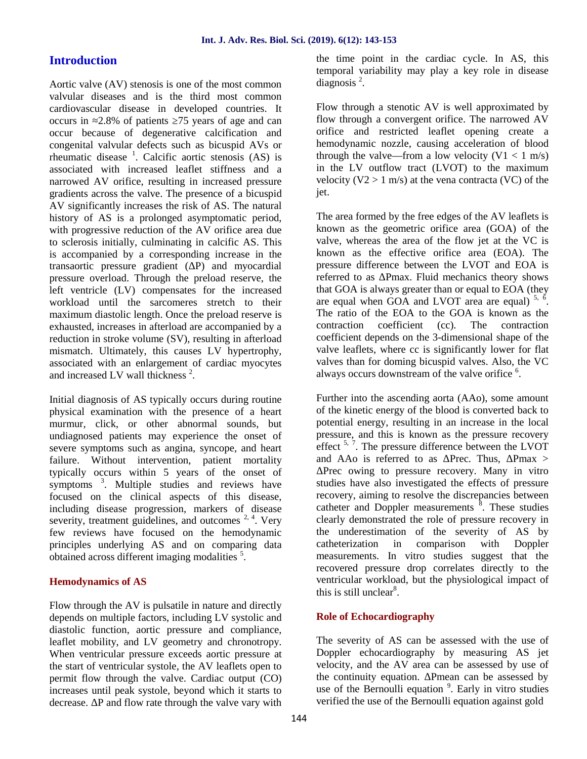## Introduction

Aortic valve (AV) stenosis is one of the most common valvular diseases and is the third most common cardiovascular disease in developed countries. It occurs in ≈2.8% of patients ≥75 years of age and can occur because of degenerative calcification and congenital valvular defects such as bicuspid AVs or rheumatic disease [1]. Calcific aortic stenosis (AS) is associated with increased leaflet stiffness and a narrowed AV orifice, resulting in increased pressure gradients across the valve. The presence of a bicuspid AV significantly increases the risk of AS. The natural history of AS is a prolonged asymptomatic period, with progressive reduction of the AV orifice area due to sclerosis initially, culminating in calcific AS. This is accompanied by a corresponding increase in the transaortic pressure gradient (ΔP) and myocardial pressure overload. Through the preload reserve, the left ventricle (LV) compensates for the increased workload until the sarcomeres stretch to their maximum diastolic length. Once the preload reserve is exhausted, increases in afterload are accompanied by a reduction in stroke volume (SV), resulting in afterload mismatch. Ultimately, this causes LV hypertrophy, associated with an enlargement of cardiac myocytes and increased LV wall thickness [2].

Initial diagnosis of AS typically occurs during routine physical examination with the presence of a heart murmur, click, or other abnormal sounds, but undiagnosed patients may experience the onset of severe symptoms such as angina, syncope, and heart failure. Without intervention, patient mortality typically occurs within 5 years of the onset of symptoms [3]. Multiple studies and reviews have focused on the clinical aspects of this disease, including disease progression, markers of disease severity, treatment guidelines, and outcomes [2, 4]. Very few reviews have focused on the hemodynamic principles underlying AS and on comparing data obtained across different imaging modalities [5].

### Hemodynamics of AS

Flow through the AV is pulsatile in nature and directly depends on multiple factors, including LV systolic and diastolic function, aortic pressure and compliance, leaflet mobility, and LV geometry and chronotropy. When ventricular pressure exceeds aortic pressure at the start of ventricular systole, the AV leaflets open to permit flow through the valve. Cardiac output (CO) increases until peak systole, beyond which it starts to decrease. ΔP and flow rate through the valve vary with the time point in the cardiac cycle. In AS, this temporal variability may play a key role in disease diagnosis [2].

Flow through a stenotic AV is well approximated by flow through a convergent orifice. The narrowed AV orifice and restricted leaflet opening create a hemodynamic nozzle, causing acceleration of blood through the valve—from a low velocity ($V1 < 1$ m/s) in the LV outflow tract (LVOT) to the maximum velocity ($V2 > 1$ m/s) at the vena contracta (VC) of the jet.

The area formed by the free edges of the AV leaflets is known as the geometric orifice area (GOA) of the valve, whereas the area of the flow jet at the VC is known as the effective orifice area (EOA). The pressure difference between the LVOT and EOA is referred to as ΔPmax. Fluid mechanics theory shows that GOA is always greater than or equal to EOA (they are equal when GOA and LVOT area are equal) [5, 6]. The ratio of the EOA to the GOA is known as the contraction coefficient (cc). The contraction coefficient depends on the 3-dimensional shape of the valve leaflets, where cc is significantly lower for flat valves than for doming bicuspid valves. Also, the VC always occurs downstream of the valve orifice [6].

Further into the ascending aorta (AAo), some amount of the kinetic energy of the blood is converted back to potential energy, resulting in an increase in the local pressure, and this is known as the pressure recovery effect [5, 7]. The pressure difference between the LVOT and AAo is referred to as ΔPrec. Thus, ΔPmax > ΔPrec owing to pressure recovery. Many in vitro studies have also investigated the effects of pressure recovery, aiming to resolve the discrepancies between catheter and Doppler measurements [8]. These studies clearly demonstrated the role of pressure recovery in the underestimation of the severity of AS by catheterization in comparison with Doppler measurements. In vitro studies suggest that the recovered pressure drop correlates directly to the ventricular workload, but the physiological impact of this is still unclear[8].

### Role of Echocardiography

The severity of AS can be assessed with the use of Doppler echocardiography by measuring AS jet velocity, and the AV area can be assessed by use of the continuity equation. ΔPmean can be assessed by use of the Bernoulli equation [9]. Early in vitro studies verified the use of the Bernoulli equation against gold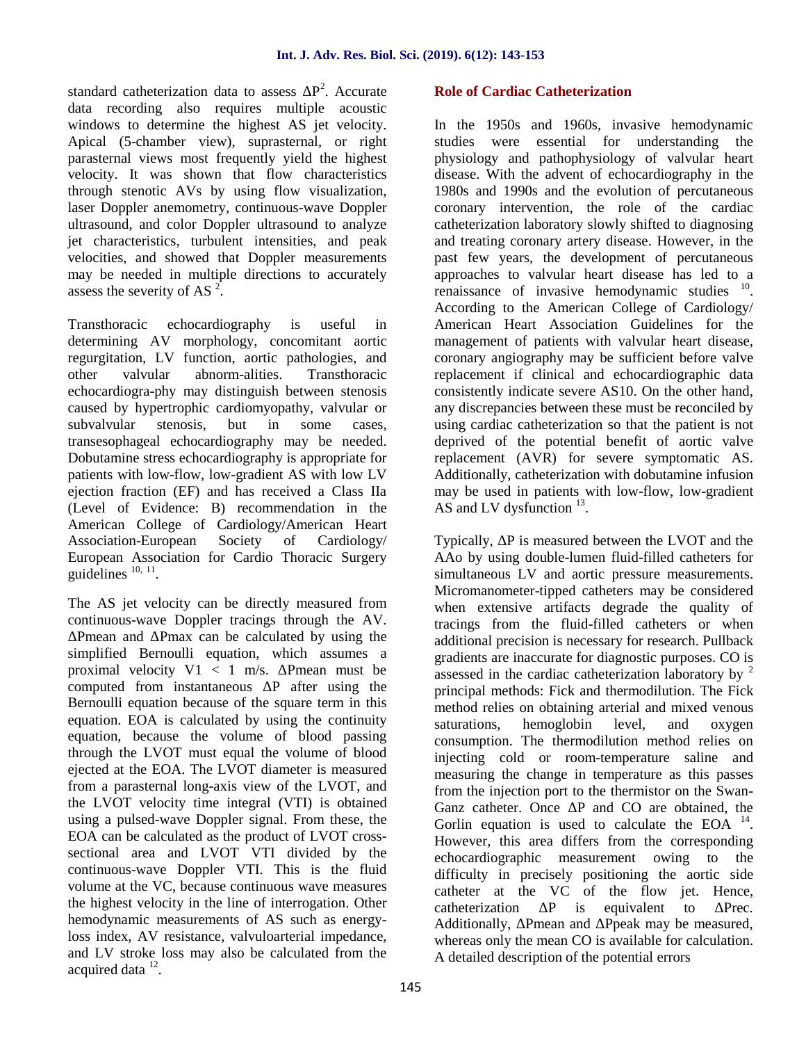standard catheterization data to assess $\Delta P^2$. Accurate data recording also requires multiple acoustic windows to determine the highest AS jet velocity. Apical (5-chamber view), suprasternal, or right parasternal views most frequently yield the highest velocity. It was shown that flow characteristics through stenotic AVs by using flow visualization, laser Doppler anemometry, continuous-wave Doppler ultrasound, and color Doppler ultrasound to analyze jet characteristics, turbulent intensities, and peak velocities, and showed that Doppler measurements may be needed in multiple directions to accurately assess the severity of AS [2].

Transthoracic echocardiography is useful in determining AV morphology, concomitant aortic regurgitation, LV function, aortic pathologies, and other valvular abnorm-alities. Transthoracic echocardiogra-phy may distinguish between stenosis caused by hypertrophic cardiomyopathy, valvular or subvalvular stenosis, but in some cases, transesophageal echocardiography may be needed. Dobutamine stress echocardiography is appropriate for patients with low-flow, low-gradient AS with low LV ejection fraction (EF) and has received a Class IIa (Level of Evidence: B) recommendation in the American College of Cardiology/American Heart Association-European Society of Cardiology/ European Association for Cardio Thoracic Surgery guidelines [10, 11].

The AS jet velocity can be directly measured from continuous-wave Doppler tracings through the AV. $\Delta P_{mean}$ and $\Delta P_{max}$ can be calculated by using the simplified Bernoulli equation, which assumes a proximal velocity $V1 < 1$ m/s. $\Delta P_{mean}$ must be computed from instantaneous $\Delta P$ after using the Bernoulli equation because of the square term in this equation. EOA is calculated by using the continuity equation, because the volume of blood passing through the LVOT must equal the volume of blood ejected at the EOA. The LVOT diameter is measured from a parasternal long-axis view of the LVOT, and the LVOT velocity time integral (VTI) is obtained using a pulsed-wave Doppler signal. From these, the EOA can be calculated as the product of LVOT cross-sectional area and LVOT VTI divided by the continuous-wave Doppler VTI. This is the fluid volume at the VC, because continuous wave measures the highest velocity in the line of interrogation. Other hemodynamic measurements of AS such as energy-loss index, AV resistance, valvuloarterial impedance, and LV stroke loss may also be calculated from the acquired data [12].

## Role of Cardiac Catheterization

In the 1950s and 1960s, invasive hemodynamic studies were essential for understanding the physiology and pathophysiology of valvular heart disease. With the advent of echocardiography in the 1980s and 1990s and the evolution of percutaneous coronary intervention, the role of the cardiac catheterization laboratory slowly shifted to diagnosing and treating coronary artery disease. However, in the past few years, the development of percutaneous approaches to valvular heart disease has led to a renaissance of invasive hemodynamic studies [10]. According to the American College of Cardiology/ American Heart Association Guidelines for the management of patients with valvular heart disease, coronary angiography may be sufficient before valve replacement if clinical and echocardiographic data consistently indicate severe AS10. On the other hand, any discrepancies between these must be reconciled by using cardiac catheterization so that the patient is not deprived of the potential benefit of aortic valve replacement (AVR) for severe symptomatic AS. Additionally, catheterization with dobutamine infusion may be used in patients with low-flow, low-gradient AS and LV dysfunction [13].

Typically, $\Delta P$ is measured between the LVOT and the AAo by using double-lumen fluid-filled catheters for simultaneous LV and aortic pressure measurements. Micromanometer-tipped catheters may be considered when extensive artifacts degrade the quality of tracings from the fluid-filled catheters or when additional precision is necessary for research. Pullback gradients are inaccurate for diagnostic purposes. CO is assessed in the cardiac catheterization laboratory by [2] principal methods: Fick and thermodilution. The Fick method relies on obtaining arterial and mixed venous saturations, hemoglobin level, and oxygen consumption. The thermodilution method relies on injecting cold or room-temperature saline and measuring the change in temperature as this passes from the injection port to the thermistor on the Swan-Ganz catheter. Once $\Delta P$ and CO are obtained, the Gorlin equation is used to calculate the EOA [14]. However, this area differs from the corresponding echocardiographic measurement owing to the difficulty in precisely positioning the aortic side catheter at the VC of the flow jet. Hence, catheterization $\Delta P$ is equivalent to $\Delta P_{rec}$. Additionally, $\Delta P_{mean}$ and $\Delta P_{peak}$ may be measured, whereas only the mean CO is available for calculation. A detailed description of the potential errors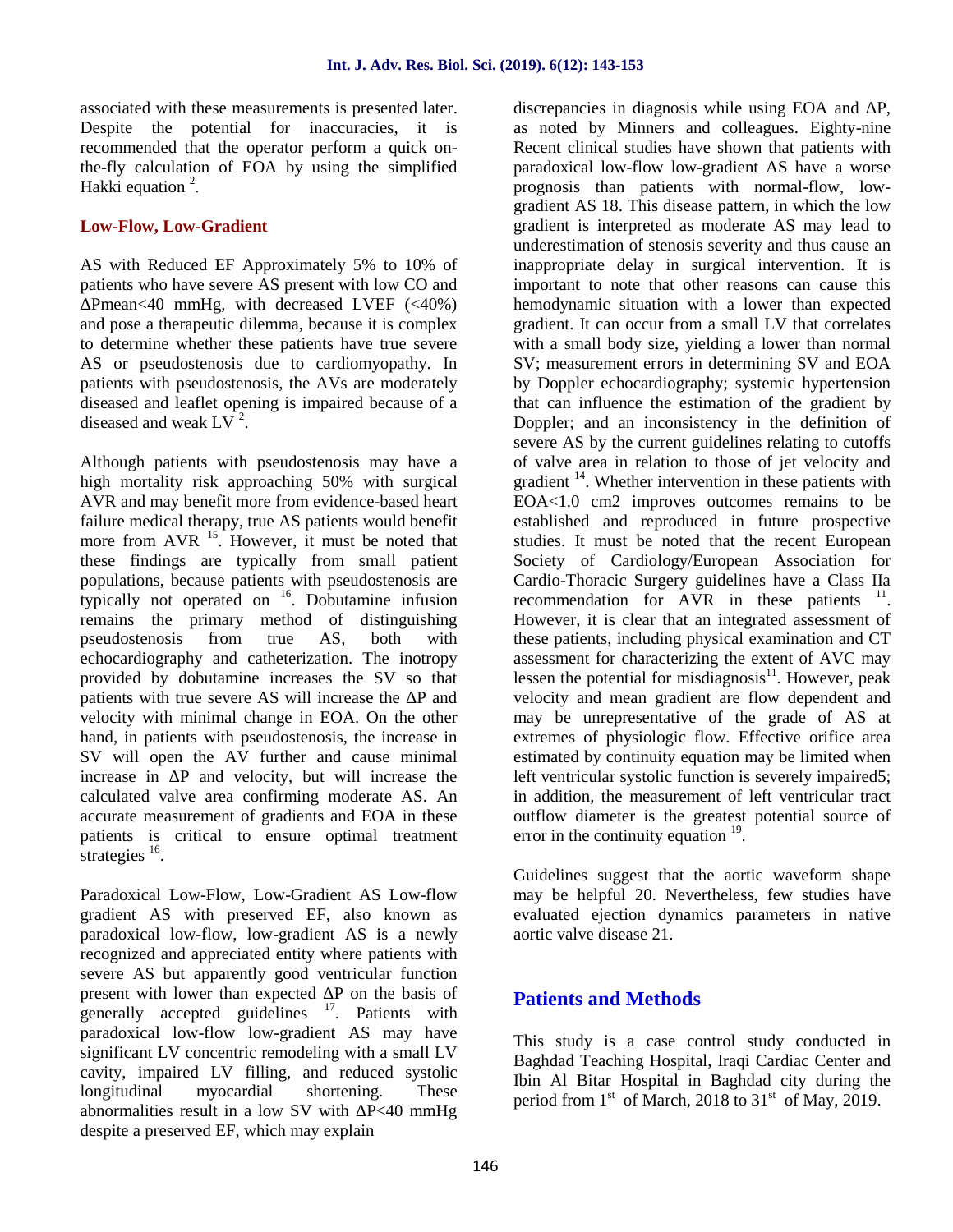associated with these measurements is presented later. Despite the potential for inaccuracies, it is recommended that the operator perform a quick on-the-fly calculation of EOA by using the simplified Hakki equation [2].

## Low-Flow, Low-Gradient

AS with Reduced EF Approximately 5% to 10% of patients who have severe AS present with low CO and $\Delta P_{mean} < 40$ mmHg, with decreased LVEF (<40%) and pose a therapeutic dilemma, because it is complex to determine whether these patients have true severe AS or pseudostenosis due to cardiomyopathy. In patients with pseudostenosis, the AVs are moderately diseased and leaflet opening is impaired because of a diseased and weak LV [2].

Although patients with pseudostenosis may have a high mortality risk approaching 50% with surgical AVR and may benefit more from evidence-based heart failure medical therapy, true AS patients would benefit more from AVR [15]. However, it must be noted that these findings are typically from small patient populations, because patients with pseudostenosis are typically not operated on [16]. Dobutamine infusion remains the primary method of distinguishing pseudostenosis from true AS, both with echocardiography and catheterization. The inotropy provided by dobutamine increases the SV so that patients with true severe AS will increase the $\Delta P$ and velocity with minimal change in EOA. On the other hand, in patients with pseudostenosis, the increase in SV will open the AV further and cause minimal increase in $\Delta P$ and velocity, but will increase the calculated valve area confirming moderate AS. An accurate measurement of gradients and EOA in these patients is critical to ensure optimal treatment strategies [16].

Paradoxical Low-Flow, Low-Gradient AS Low-flow gradient AS with preserved EF, also known as paradoxical low-flow, low-gradient AS is a newly recognized and appreciated entity where patients with severe AS but apparently good ventricular function present with lower than expected $\Delta P$ on the basis of generally accepted guidelines [17]. Patients with paradoxical low-flow low-gradient AS may have significant LV concentric remodeling with a small LV cavity, impaired LV filling, and reduced systolic longitudinal myocardial shortening. These abnormalities result in a low SV with $\Delta P < 40$ mmHg despite a preserved EF, which may explain discrepancies in diagnosis while using EOA and $\Delta P$, as noted by Minners and colleagues. Eighty-nine Recent clinical studies have shown that patients with paradoxical low-flow low-gradient AS have a worse prognosis than patients with normal-flow, low-gradient AS 18. This disease pattern, in which the low gradient is interpreted as moderate AS may lead to underestimation of stenosis severity and thus cause an inappropriate delay in surgical intervention. It is important to note that other reasons can cause this hemodynamic situation with a lower than expected gradient. It can occur from a small LV that correlates with a small body size, yielding a lower than normal SV; measurement errors in determining SV and EOA by Doppler echocardiography; systemic hypertension that can influence the estimation of the gradient by Doppler; and an inconsistency in the definition of severe AS by the current guidelines relating to cutoffs of valve area in relation to those of jet velocity and gradient [14]. Whether intervention in these patients with EOA<1.0 cm2 improves outcomes remains to be established and reproduced in future prospective studies. It must be noted that the recent European Society of Cardiology/European Association for Cardio-Thoracic Surgery guidelines have a Class IIa recommendation for AVR in these patients [11]. However, it is clear that an integrated assessment of these patients, including physical examination and CT assessment for characterizing the extent of AVC may lessen the potential for misdiagnosis[11]. However, peak velocity and mean gradient are flow dependent and may be unrepresentative of the grade of AS at extremes of physiologic flow. Effective orifice area estimated by continuity equation may be limited when left ventricular systolic function is severely impaired5; in addition, the measurement of left ventricular tract outflow diameter is the greatest potential source of error in the continuity equation [19].

Guidelines suggest that the aortic waveform shape may be helpful 20. Nevertheless, few studies have evaluated ejection dynamics parameters in native aortic valve disease 21.

# Patients and Methods

This study is a case control study conducted in Baghdad Teaching Hospital, Iraqi Cardiac Center and Ibin Al Bitar Hospital in Baghdad city during the period from 1st of March, 2018 to 31st of May, 2019.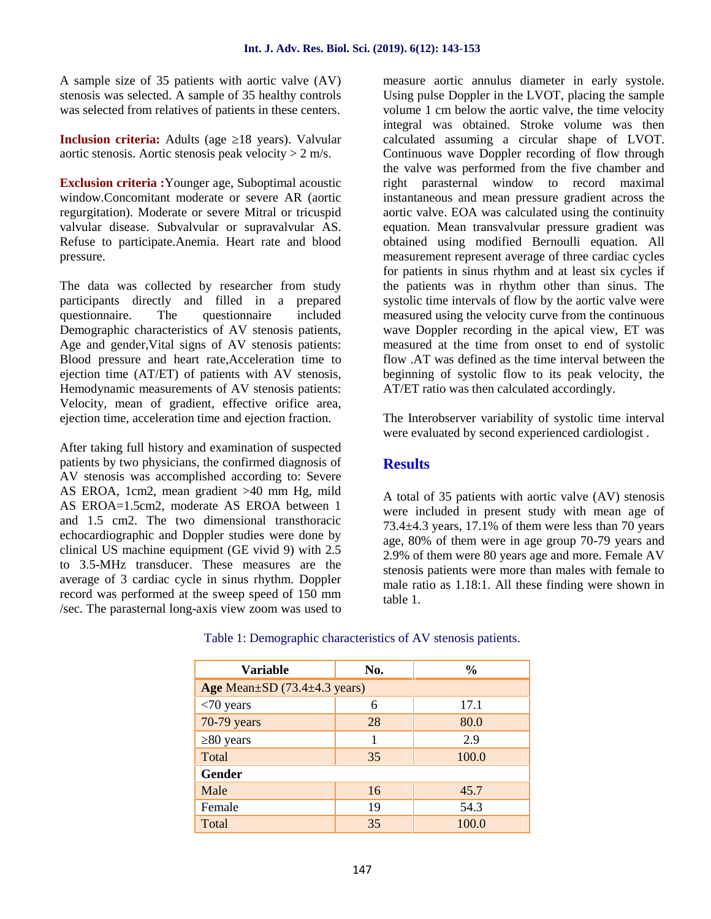A sample size of 35 patients with aortic valve (AV) stenosis was selected. A sample of 35 healthy controls was selected from relatives of patients in these centers.

**Inclusion criteria:** Adults (age ≥18 years). Valvular aortic stenosis. Aortic stenosis peak velocity > 2 m/s.

**Exclusion criteria :**Younger age, Suboptimal acoustic window.Concomitant moderate or severe AR (aortic regurgitation). Moderate or severe Mitral or tricuspid valvular disease. Subvalvular or supravalvular AS. Refuse to participate.Anemia. Heart rate and blood pressure.

The data was collected by researcher from study participants directly and filled in a prepared questionnaire. The questionnaire included Demographic characteristics of AV stenosis patients, Age and gender,Vital signs of AV stenosis patients: Blood pressure and heart rate,Acceleration time to ejection time (AT/ET) of patients with AV stenosis, Hemodynamic measurements of AV stenosis patients: Velocity, mean of gradient, effective orifice area, ejection time, acceleration time and ejection fraction.

After taking full history and examination of suspected patients by two physicians, the confirmed diagnosis of AV stenosis was accomplished according to: Severe AS EROA, 1cm2, mean gradient >40 mm Hg, mild AS EROA=1.5cm2, moderate AS EROA between 1 and 1.5 cm2. The two dimensional transthoracic echocardiographic and Doppler studies were done by clinical US machine equipment (GE vivid 9) with 2.5 to 3.5-MHz transducer. These measures are the average of 3 cardiac cycle in sinus rhythm. Doppler record was performed at the sweep speed of 150 mm /sec. The parasternal long-axis view zoom was used to measure aortic annulus diameter in early systole. Using pulse Doppler in the LVOT, placing the sample volume 1 cm below the aortic valve, the time velocity integral was obtained. Stroke volume was then calculated assuming a circular shape of LVOT. Continuous wave Doppler recording of flow through the valve was performed from the five chamber and right parasternal window to record maximal instantaneous and mean pressure gradient across the aortic valve. EOA was calculated using the continuity equation. Mean transvalvular pressure gradient was obtained using modified Bernoulli equation. All measurement represent average of three cardiac cycles for patients in sinus rhythm and at least six cycles if the patients was in rhythm other than sinus. The systolic time intervals of flow by the aortic valve were measured using the velocity curve from the continuous wave Doppler recording in the apical view, ET was measured at the time from onset to end of systolic flow .AT was defined as the time interval between the beginning of systolic flow to its peak velocity, the AT/ET ratio was then calculated accordingly.

The Interobserver variability of systolic time interval were evaluated by second experienced cardiologist .

## Results

A total of 35 patients with aortic valve (AV) stenosis were included in present study with mean age of 73.4±4.3 years, 17.1% of them were less than 70 years age, 80% of them were in age group 70-79 years and 2.9% of them were 80 years age and more. Female AV stenosis patients were more than males with female to male ratio as 1.18:1. All these finding were shown in table 1.

Table 1: Demographic characteristics of AV stenosis patients.

| Variable | No. | % |
|---|---|---|
| **Age** Mean±SD (73.4±4.3 years) | | |
| <70 years | 6 | 17.1 |
| 70-79 years | 28 | 80.0 |
| ≥80 years | 1 | 2.9 |
| Total | 35 | 100.0 |
| **Gender** | | |
| Male | 16 | 45.7 |
| Female | 19 | 54.3 |
| Total | 35 | 100.0 |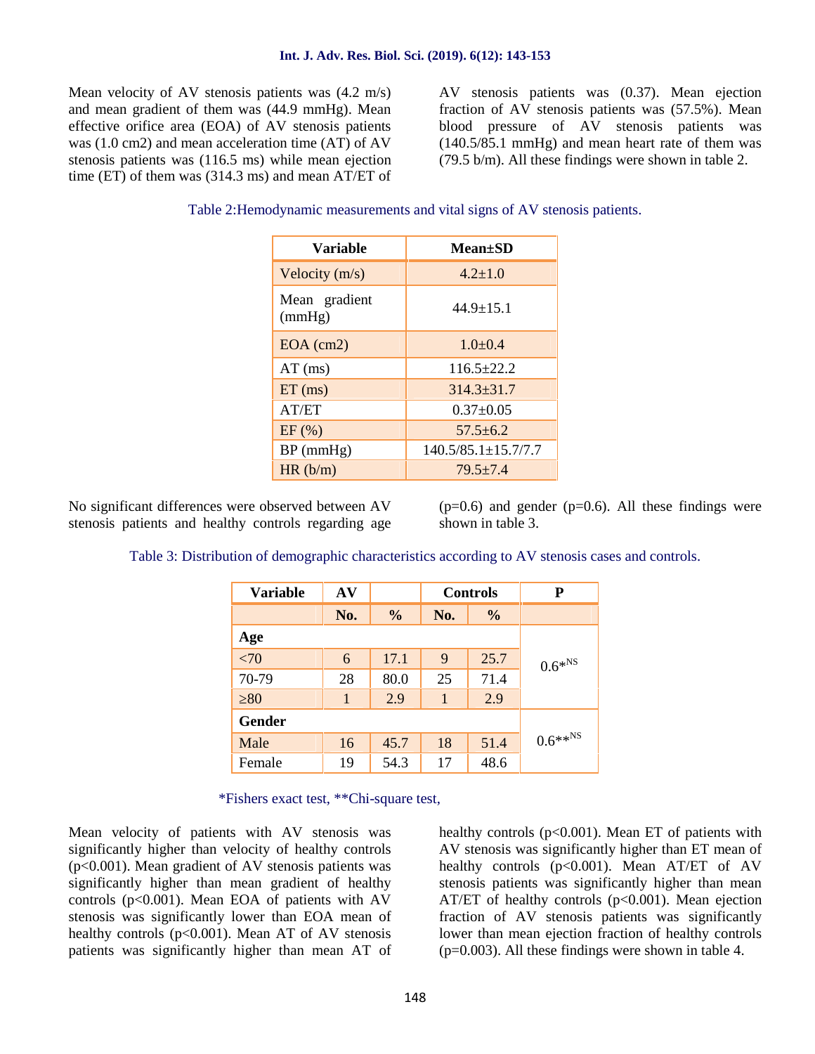Mean velocity of AV stenosis patients was (4.2 m/s) and mean gradient of them was (44.9 mmHg). Mean effective orifice area (EOA) of AV stenosis patients was (1.0 cm2) and mean acceleration time (AT) of AV stenosis patients was (116.5 ms) while mean ejection time (ET) of them was (314.3 ms) and mean AT/ET of AV stenosis patients was (0.37). Mean ejection fraction of AV stenosis patients was (57.5%). Mean blood pressure of AV stenosis patients was (140.5/85.1 mmHg) and mean heart rate of them was (79.5 b/m). All these findings were shown in table 2.

Table 2:Hemodynamic measurements and vital signs of AV stenosis patients.

| Variable | Mean±SD |
|---|---|
| Velocity (m/s) | 4.2±1.0 |
| Mean gradient (mmHg) | 44.9±15.1 |
| EOA (cm2) | 1.0±0.4 |
| AT (ms) | 116.5±22.2 |
| ET (ms) | 314.3±31.7 |
| AT/ET | 0.37±0.05 |
| EF (%) | 57.5±6.2 |
| BP (mmHg) | 140.5/85.1±15.7/7.7 |
| HR (b/m) | 79.5±7.4 |

No significant differences were observed between AV stenosis patients and healthy controls regarding age (p=0.6) and gender (p=0.6). All these findings were shown in table 3.

Table 3: Distribution of demographic characteristics according to AV stenosis cases and controls.

| Variable | AV | | Controls | | P |
|---|---|---|---|---|---|
| | No. | % | No. | % | |
| **Age** | | | | | |
| <70 | 6 | 17.1 | 9 | 25.7 | $0.6^{*NS}$ |
| 70-79 | 28 | 80.0 | 25 | 71.4 | |
| ≥80 | 1 | 2.9 | 1 | 2.9 | |
| **Gender** | | | | | |
| Male | 16 | 45.7 | 18 | 51.4 | $0.6^{**NS}$ |
| Female | 19 | 54.3 | 17 | 48.6 | |

*Fishers exact test, **Chi-square test,

Mean velocity of patients with AV stenosis was significantly higher than velocity of healthy controls (p<0.001). Mean gradient of AV stenosis patients was significantly higher than mean gradient of healthy controls (p<0.001). Mean EOA of patients with AV stenosis was significantly lower than EOA mean of healthy controls (p<0.001). Mean AT of AV stenosis patients was significantly higher than mean AT of healthy controls (p<0.001). Mean ET of patients with AV stenosis was significantly higher than ET mean of healthy controls (p<0.001). Mean AT/ET of AV stenosis patients was significantly higher than mean AT/ET of healthy controls (p<0.001). Mean ejection fraction of AV stenosis patients was significantly lower than mean ejection fraction of healthy controls (p=0.003). All these findings were shown in table 4.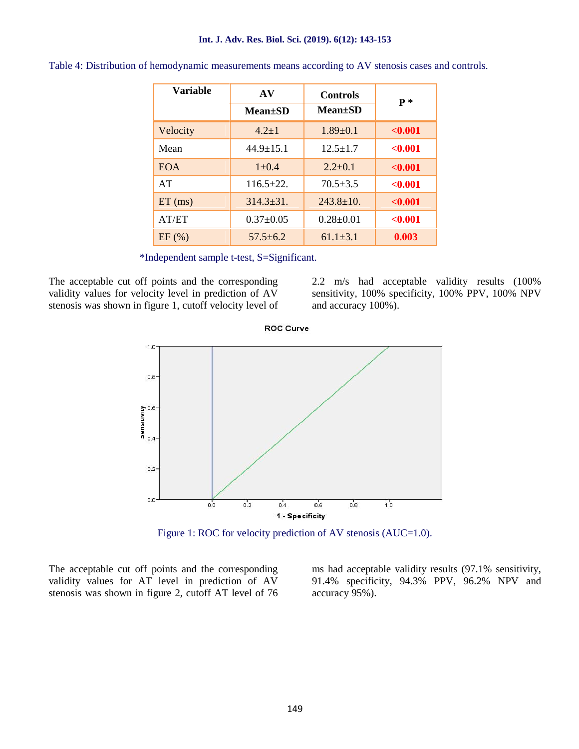Table 4: Distribution of hemodynamic measurements means according to AV stenosis cases and controls.

| Variable | AV | Controls | P * |
|---|---|---|---|
| | Mean±SD | Mean±SD | |
| Velocity | 4.2±1 | 1.89±0.1 | <0.001 |
| Mean | 44.9±15.1 | 12.5±1.7 | <0.001 |
| EOA | 1±0.4 | 2.2±0.1 | <0.001 |
| AT | 116.5±22. | 70.5±3.5 | <0.001 |
| ET (ms) | 314.3±31. | 243.8±10. | <0.001 |
| AT/ET | 0.37±0.05 | 0.28±0.01 | <0.001 |
| EF (%) | 57.5±6.2 | 61.1±3.1 | 0.003 |

*Independent sample t-test, S=Significant.

The acceptable cut off points and the corresponding validity values for velocity level in prediction of AV stenosis was shown in figure 1, cutoff velocity level of 2.2 m/s had acceptable validity results (100% sensitivity, 100% specificity, 100% PPV, 100% NPV and accuracy 100%).

Figure 1: ROC for velocity prediction of AV stenosis (AUC=1.0).

The acceptable cut off points and the corresponding validity values for AT level in prediction of AV stenosis was shown in figure 2, cutoff AT level of 76 ms had acceptable validity results (97.1% sensitivity, 91.4% specificity, 94.3% PPV, 96.2% NPV and accuracy 95%).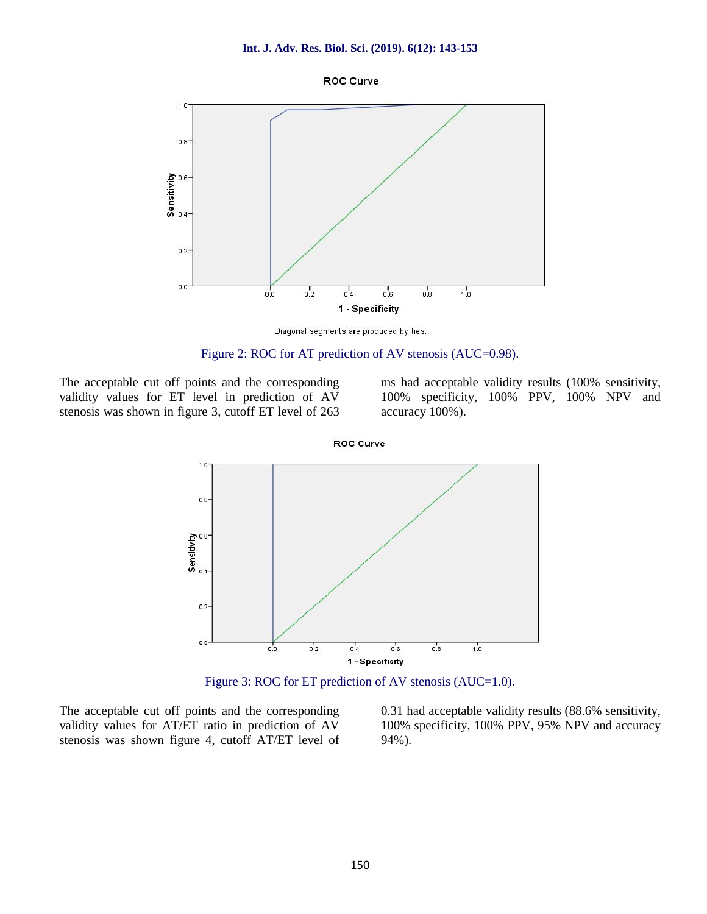Figure 2: ROC for AT prediction of AV stenosis (AUC=0.98).

The acceptable cut off points and the corresponding validity values for ET level in prediction of AV stenosis was shown in figure 3, cutoff ET level of 263 ms had acceptable validity results (100% sensitivity, 100% specificity, 100% PPV, 100% NPV and accuracy 100%).

Figure 3: ROC for ET prediction of AV stenosis (AUC=1.0).

The acceptable cut off points and the corresponding validity values for AT/ET ratio in prediction of AV stenosis was shown figure 4, cutoff AT/ET level of 0.31 had acceptable validity results (88.6% sensitivity, 100% specificity, 100% PPV, 95% NPV and accuracy 94%).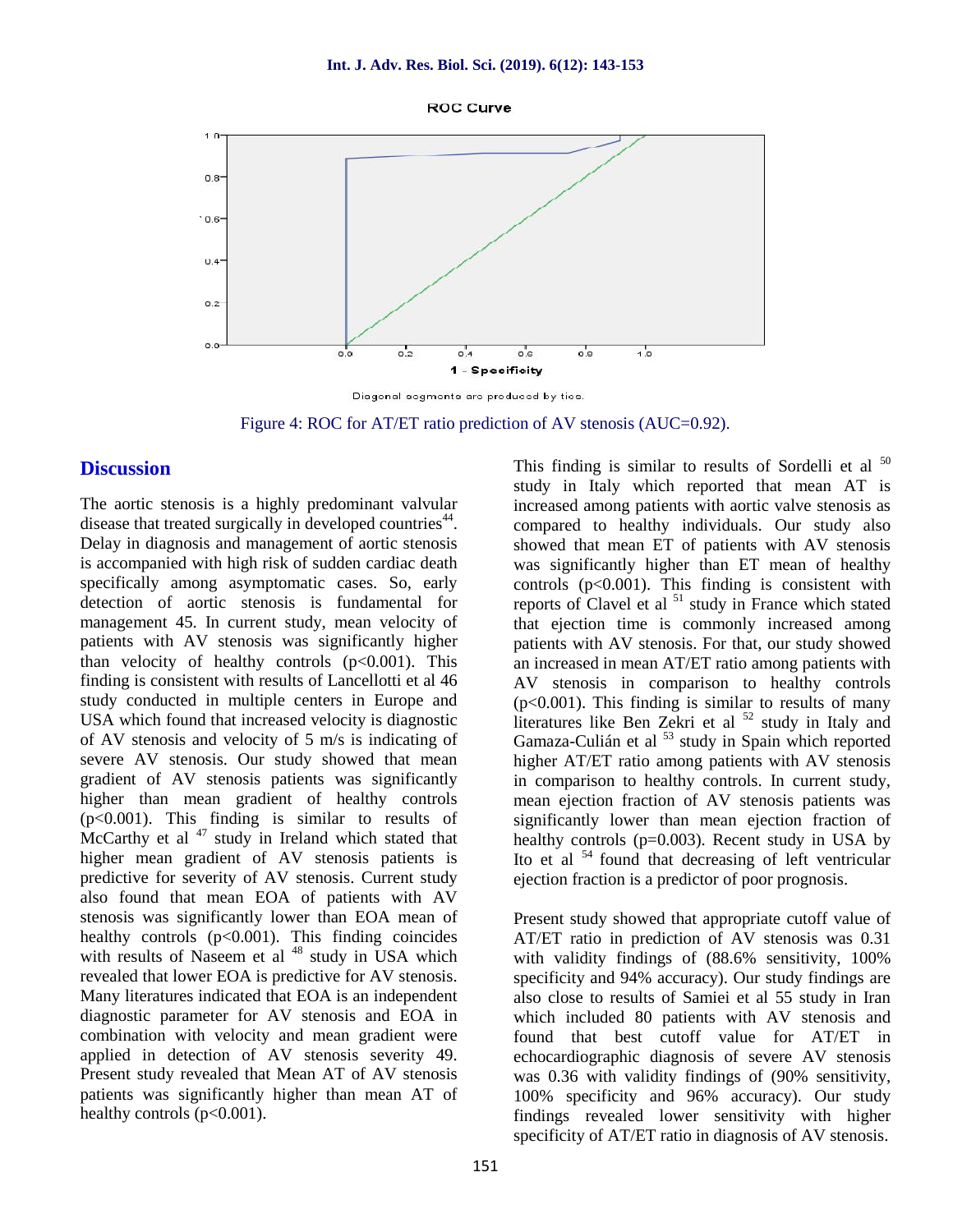Figure 4: ROC for AT/ET ratio prediction of AV stenosis (AUC=0.92).

## Discussion

The aortic stenosis is a highly predominant valvular disease that treated surgically in developed countries[44]. Delay in diagnosis and management of aortic stenosis is accompanied with high risk of sudden cardiac death specifically among asymptomatic cases. So, early detection of aortic stenosis is fundamental for management 45. In current study, mean velocity of patients with AV stenosis was significantly higher than velocity of healthy controls ($p<0.001$). This finding is consistent with results of Lancellotti et al 46 study conducted in multiple centers in Europe and USA which found that increased velocity is diagnostic of AV stenosis and velocity of 5 m/s is indicating of severe AV stenosis. Our study showed that mean gradient of AV stenosis patients was significantly higher than mean gradient of healthy controls ($p<0.001$). This finding is similar to results of McCarthy et al [47] study in Ireland which stated that higher mean gradient of AV stenosis patients is predictive for severity of AV stenosis. Current study also found that mean EOA of patients with AV stenosis was significantly lower than EOA mean of healthy controls ($p<0.001$). This finding coincides with results of Naseem et al [48] study in USA which revealed that lower EOA is predictive for AV stenosis. Many literatures indicated that EOA is an independent diagnostic parameter for AV stenosis and EOA in combination with velocity and mean gradient were applied in detection of AV stenosis severity 49. Present study revealed that Mean AT of AV stenosis patients was significantly higher than mean AT of healthy controls ($p<0.001$).

This finding is similar to results of Sordelli et al [50] study in Italy which reported that mean AT is increased among patients with aortic valve stenosis as compared to healthy individuals. Our study also showed that mean ET of patients with AV stenosis was significantly higher than ET mean of healthy controls ($p<0.001$). This finding is consistent with reports of Clavel et al [51] study in France which stated that ejection time is commonly increased among patients with AV stenosis. For that, our study showed an increased in mean AT/ET ratio among patients with AV stenosis in comparison to healthy controls ($p<0.001$). This finding is similar to results of many literatures like Ben Zekri et al [52] study in Italy and Gamaza-Culián et al [53] study in Spain which reported higher AT/ET ratio among patients with AV stenosis in comparison to healthy controls. In current study, mean ejection fraction of AV stenosis patients was significantly lower than mean ejection fraction of healthy controls ($p=0.003$). Recent study in USA by Ito et al [54] found that decreasing of left ventricular ejection fraction is a predictor of poor prognosis.

Present study showed that appropriate cutoff value of AT/ET ratio in prediction of AV stenosis was 0.31 with validity findings of (88.6% sensitivity, 100% specificity and 94% accuracy). Our study findings are also close to results of Samiei et al 55 study in Iran which included 80 patients with AV stenosis and found that best cutoff value for AT/ET in echocardiographic diagnosis of severe AV stenosis was 0.36 with validity findings of (90% sensitivity, 100% specificity and 96% accuracy). Our study findings revealed lower sensitivity with higher specificity of AT/ET ratio in diagnosis of AV stenosis.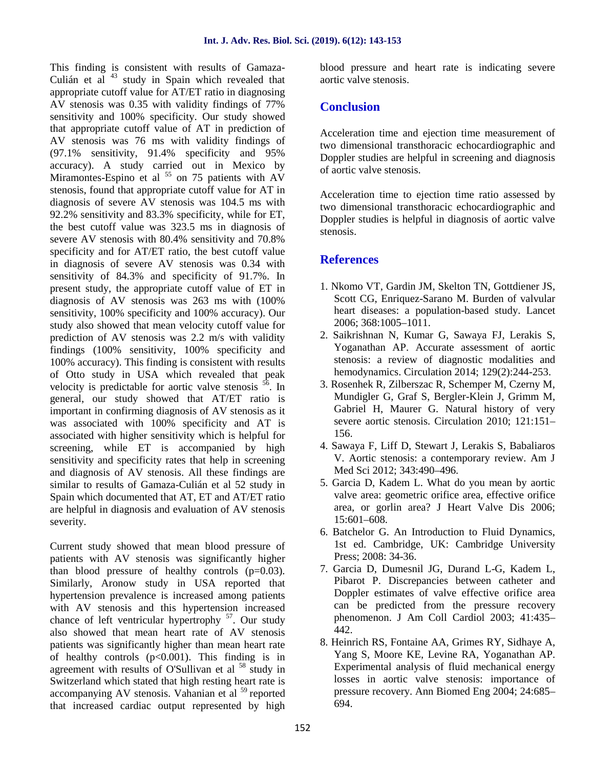This finding is consistent with results of Gamaza-Culián et al [43] study in Spain which revealed that appropriate cutoff value for AT/ET ratio in diagnosing AV stenosis was 0.35 with validity findings of 77% sensitivity and 100% specificity. Our study showed that appropriate cutoff value of AT in prediction of AV stenosis was 76 ms with validity findings of (97.1% sensitivity, 91.4% specificity and 95% accuracy). A study carried out in Mexico by Miramontes-Espino et al [55] on 75 patients with AV stenosis, found that appropriate cutoff value for AT in diagnosis of severe AV stenosis was 104.5 ms with 92.2% sensitivity and 83.3% specificity, while for ET, the best cutoff value was 323.5 ms in diagnosis of severe AV stenosis with 80.4% sensitivity and 70.8% specificity and for AT/ET ratio, the best cutoff value in diagnosis of severe AV stenosis was 0.34 with sensitivity of 84.3% and specificity of 91.7%. In present study, the appropriate cutoff value of ET in diagnosis of AV stenosis was 263 ms with (100% sensitivity, 100% specificity and 100% accuracy). Our study also showed that mean velocity cutoff value for prediction of AV stenosis was 2.2 m/s with validity findings (100% sensitivity, 100% specificity and 100% accuracy). This finding is consistent with results of Otto study in USA which revealed that peak velocity is predictable for aortic valve stenosis [56]. In general, our study showed that AT/ET ratio is important in confirming diagnosis of AV stenosis as it was associated with 100% specificity and AT is associated with higher sensitivity which is helpful for screening, while ET is accompanied by high sensitivity and specificity rates that help in screening and diagnosis of AV stenosis. All these findings are similar to results of Gamaza-Culián et al 52 study in Spain which documented that AT, ET and AT/ET ratio are helpful in diagnosis and evaluation of AV stenosis severity.

Current study showed that mean blood pressure of patients with AV stenosis was significantly higher than blood pressure of healthy controls (p=0.03). Similarly, Aronow study in USA reported that hypertension prevalence is increased among patients with AV stenosis and this hypertension increased chance of left ventricular hypertrophy [57]. Our study also showed that mean heart rate of AV stenosis patients was significantly higher than mean heart rate of healthy controls (p<0.001). This finding is in agreement with results of O'Sullivan et al [58] study in Switzerland which stated that high resting heart rate is accompanying AV stenosis. Vahanian et al [59] reported that increased cardiac output represented by high blood pressure and heart rate is indicating severe aortic valve stenosis.

## Conclusion

Acceleration time and ejection time measurement of two dimensional transthoracic echocardiographic and Doppler studies are helpful in screening and diagnosis of aortic valve stenosis.

Acceleration time to ejection time ratio assessed by two dimensional transthoracic echocardiographic and Doppler studies is helpful in diagnosis of aortic valve stenosis.

## References

1. Nkomo VT, Gardin JM, Skelton TN, Gottdiener JS, Scott CG, Enriquez-Sarano M. Burden of valvular heart diseases: a population-based study. Lancet 2006; 368:1005–1011.
2. Saikrishnan N, Kumar G, Sawaya FJ, Lerakis S, Yoganathan AP. Accurate assessment of aortic stenosis: a review of diagnostic modalities and hemodynamics. Circulation 2014; 129(2):244-253.
3. Rosenhek R, Zilberszac R, Schemper M, Czerny M, Mundigler G, Graf S, Bergler-Klein J, Grimm M, Gabriel H, Maurer G. Natural history of very severe aortic stenosis. Circulation 2010; 121:151–156.
4. Sawaya F, Liff D, Stewart J, Lerakis S, Babaliaros V. Aortic stenosis: a contemporary review. Am J Med Sci 2012; 343:490–496.
5. Garcia D, Kadem L. What do you mean by aortic valve area: geometric orifice area, effective orifice area, or gorlin area? J Heart Valve Dis 2006; 15:601–608.
6. Batchelor G. An Introduction to Fluid Dynamics, 1st ed. Cambridge, UK: Cambridge University Press; 2008: 34-36.
7. Garcia D, Dumesnil JG, Durand L-G, Kadem L, Pibarot P. Discrepancies between catheter and Doppler estimates of valve effective orifice area can be predicted from the pressure recovery phenomenon. J Am Coll Cardiol 2003; 41:435–442.
8. Heinrich RS, Fontaine AA, Grimes RY, Sidhaye A, Yang S, Moore KE, Levine RA, Yoganathan AP. Experimental analysis of fluid mechanical energy losses in aortic valve stenosis: importance of pressure recovery. Ann Biomed Eng 2004; 24:685–694.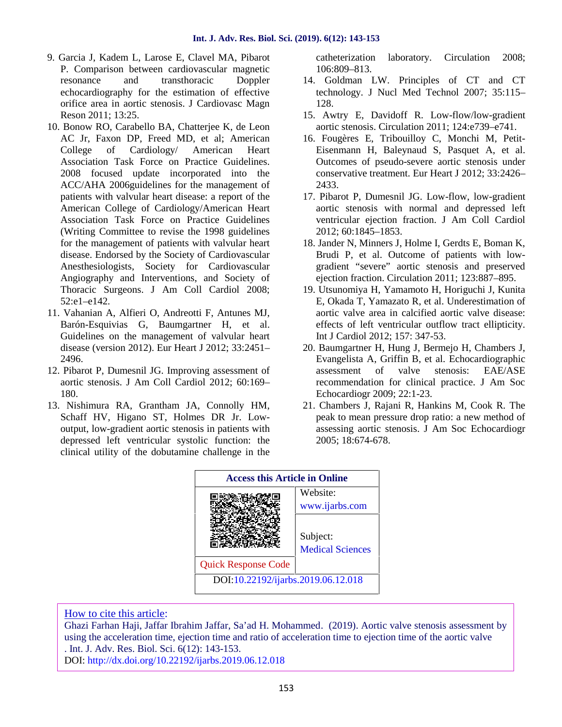9. Garcia J, Kadem L, Larose E, Clavel MA, Pibarot P. Comparison between cardiovascular magnetic resonance and transthoracic Doppler echocardiography for the estimation of effective orifice area in aortic stenosis. J Cardiovasc Magn Reson 2011; 13:25.
10. Bonow RO, Carabello BA, Chatterjee K, de Leon AC Jr, Faxon DP, Freed MD, et al; American College of Cardiology/ American Heart Association Task Force on Practice Guidelines. 2008 focused update incorporated into the ACC/AHA 2006guidelines for the management of patients with valvular heart disease: a report of the American College of Cardiology/American Heart Association Task Force on Practice Guidelines (Writing Committee to revise the 1998 guidelines for the management of patients with valvular heart disease. Endorsed by the Society of Cardiovascular Anesthesiologists, Society for Cardiovascular Angiography and Interventions, and Society of Thoracic Surgeons. J Am Coll Cardiol 2008; 52:e1–e142.
11. Vahanian A, Alfieri O, Andreotti F, Antunes MJ, Barón-Esquivias G, Baumgartner H, et al. Guidelines on the management of valvular heart disease (version 2012). Eur Heart J 2012; 33:2451–2496.
12. Pibarot P, Dumesnil JG. Improving assessment of aortic stenosis. J Am Coll Cardiol 2012; 60:169–180.
13. Nishimura RA, Grantham JA, Connolly HM, Schaff HV, Higano ST, Holmes DR Jr. Low-output, low-gradient aortic stenosis in patients with depressed left ventricular systolic function: the clinical utility of the dobutamine challenge in the catheterization laboratory. Circulation 2008; 106:809–813.
14. Goldman LW. Principles of CT and CT technology. J Nucl Med Technol 2007; 35:115–128.
15. Awtry E, Davidoff R. Low-flow/low-gradient aortic stenosis. Circulation 2011; 124:e739–e741.
16. Fougères E, Tribouilloy C, Monchi M, Petit-Eisenmann H, Baleynaud S, Pasquet A, et al. Outcomes of pseudo-severe aortic stenosis under conservative treatment. Eur Heart J 2012; 33:2426–2433.
17. Pibarot P, Dumesnil JG. Low-flow, low-gradient aortic stenosis with normal and depressed left ventricular ejection fraction. J Am Coll Cardiol 2012; 60:1845–1853.
18. Jander N, Minners J, Holme I, Gerdts E, Boman K, Brudi P, et al. Outcome of patients with low-gradient "severe" aortic stenosis and preserved ejection fraction. Circulation 2011; 123:887–895.
19. Utsunomiya H, Yamamoto H, Horiguchi J, Kunita E, Okada T, Yamazato R, et al. Underestimation of aortic valve area in calcified aortic valve disease: effects of left ventricular outflow tract ellipticity. Int J Cardiol 2012; 157: 347-53.
20. Baumgartner H, Hung J, Bermejo H, Chambers J, Evangelista A, Griffin B, et al. Echocardiographic assessment of valve stenosis: EAE/ASE recommendation for clinical practice. J Am Soc Echocardiogr 2009; 22:1-23.
21. Chambers J, Rajani R, Hankins M, Cook R. The peak to mean pressure drop ratio: a new method of assessing aortic stenosis. J Am Soc Echocardiogr 2005; 18:674-678.

| Access this Article in Online | |
|---|---|
| | Website: www.ijarbs.com |
| | Subject: Medical Sciences |
| Quick Response Code | |
| DOI:10.22192/ijarbs.2019.06.12.018 | |

How to cite this article:
Ghazi Farhan Haji, Jaffar Ibrahim Jaffar, Sa'ad H. Mohammed. (2019). Aortic valve stenosis assessment by using the acceleration time, ejection time and ratio of acceleration time to ejection time of the aortic valve . Int. J. Adv. Res. Biol. Sci. 6(12): 143-153.
DOI: http://dx.doi.org/10.22192/ijarbs.2019.06.12.018